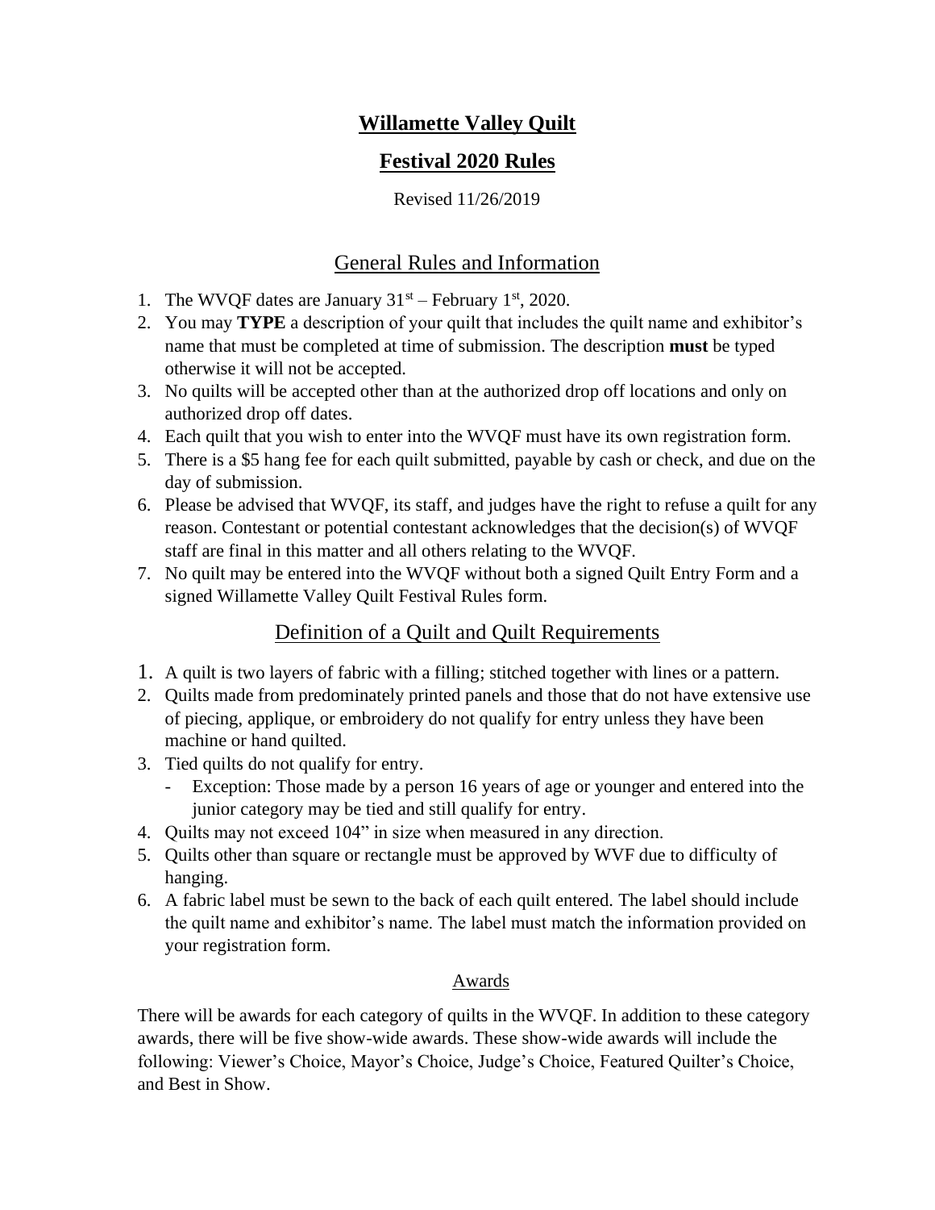# Willamette Valley Quilt

# Festival 2020 Rules

Revised 11/26/2019

## General Rules and Information

1. The WVQF dates are January 31st – February 1st, 2020.
2. You may **TYPE** a description of your quilt that includes the quilt name and exhibitor's name that must be completed at time of submission. The description **must** be typed otherwise it will not be accepted.
3. No quilts will be accepted other than at the authorized drop off locations and only on authorized drop off dates.
4. Each quilt that you wish to enter into the WVQF must have its own registration form.
5. There is a $5 hang fee for each quilt submitted, payable by cash or check, and due on the day of submission.
6. Please be advised that WVQF, its staff, and judges have the right to refuse a quilt for any reason. Contestant or potential contestant acknowledges that the decision(s) of WVQF staff are final in this matter and all others relating to the WVQF.
7. No quilt may be entered into the WVQF without both a signed Quilt Entry Form and a signed Willamette Valley Quilt Festival Rules form.

## Definition of a Quilt and Quilt Requirements

1. A quilt is two layers of fabric with a filling; stitched together with lines or a pattern.
2. Quilts made from predominately printed panels and those that do not have extensive use of piecing, applique, or embroidery do not qualify for entry unless they have been machine or hand quilted.
3. Tied quilts do not qualify for entry.
   - Exception: Those made by a person 16 years of age or younger and entered into the junior category may be tied and still qualify for entry.
4. Quilts may not exceed 104" in size when measured in any direction.
5. Quilts other than square or rectangle must be approved by WVF due to difficulty of hanging.
6. A fabric label must be sewn to the back of each quilt entered. The label should include the quilt name and exhibitor's name. The label must match the information provided on your registration form.

### Awards

There will be awards for each category of quilts in the WVQF. In addition to these category awards, there will be five show-wide awards. These show-wide awards will include the following: Viewer's Choice, Mayor's Choice, Judge's Choice, Featured Quilter's Choice, and Best in Show.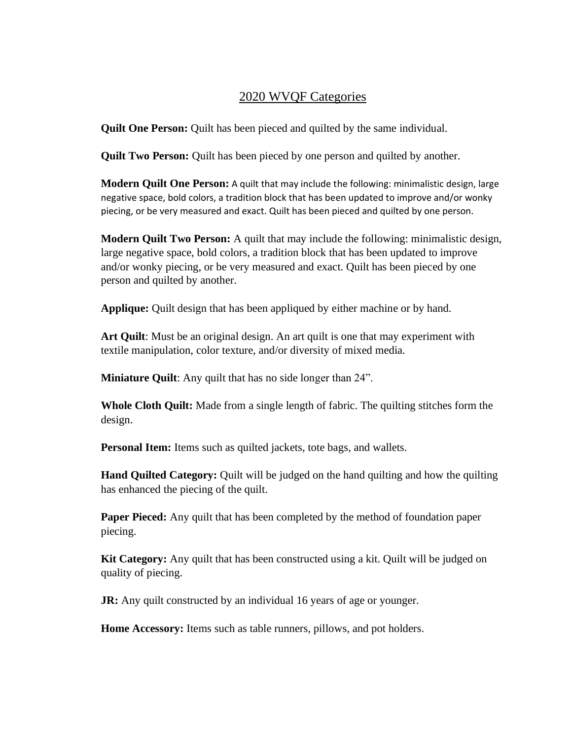# 2020 WVQF Categories

**Quilt One Person:** Quilt has been pieced and quilted by the same individual.

**Quilt Two Person:** Quilt has been pieced by one person and quilted by another.

**Modern Quilt One Person:** A quilt that may include the following: minimalistic design, large negative space, bold colors, a tradition block that has been updated to improve and/or wonky piecing, or be very measured and exact. Quilt has been pieced and quilted by one person.

**Modern Quilt Two Person:** A quilt that may include the following: minimalistic design, large negative space, bold colors, a tradition block that has been updated to improve and/or wonky piecing, or be very measured and exact. Quilt has been pieced by one person and quilted by another.

**Applique:** Quilt design that has been appliqued by either machine or by hand.

**Art Quilt**: Must be an original design. An art quilt is one that may experiment with textile manipulation, color texture, and/or diversity of mixed media.

**Miniature Quilt**: Any quilt that has no side longer than 24”.

**Whole Cloth Quilt:** Made from a single length of fabric. The quilting stitches form the design.

**Personal Item:** Items such as quilted jackets, tote bags, and wallets.

**Hand Quilted Category:** Quilt will be judged on the hand quilting and how the quilting has enhanced the piecing of the quilt.

**Paper Pieced:** Any quilt that has been completed by the method of foundation paper piecing.

**Kit Category:** Any quilt that has been constructed using a kit. Quilt will be judged on quality of piecing.

**JR:** Any quilt constructed by an individual 16 years of age or younger.

**Home Accessory:** Items such as table runners, pillows, and pot holders.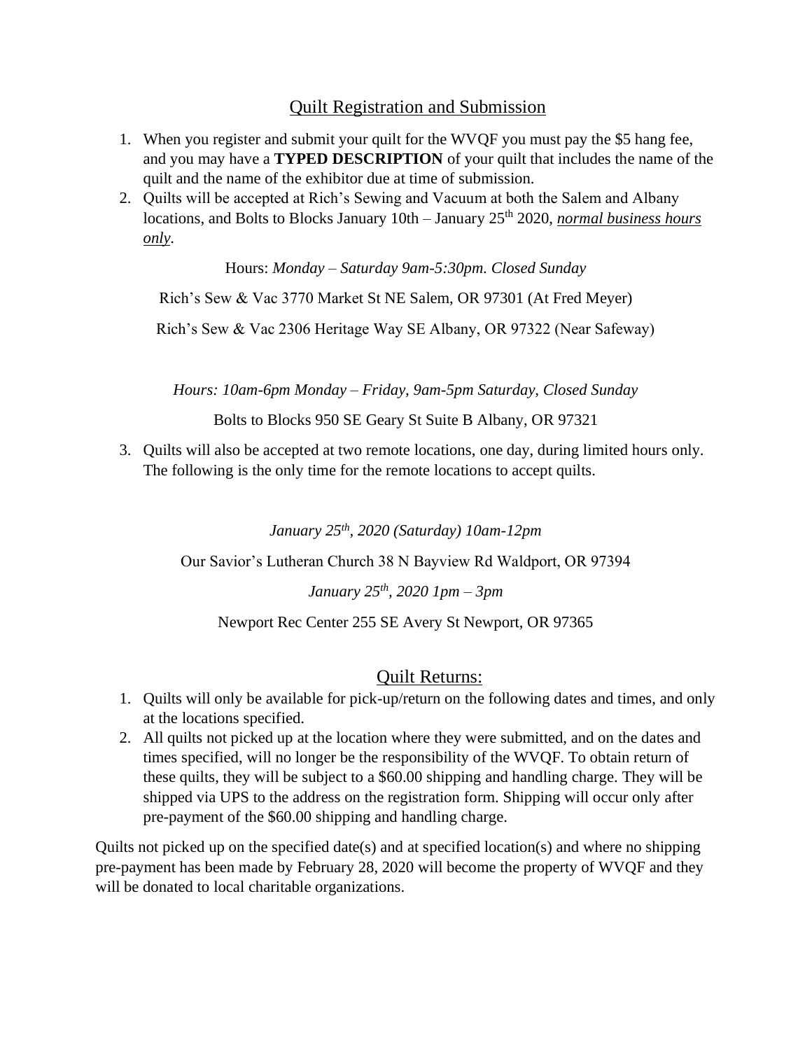## Quilt Registration and Submission

1. When you register and submit your quilt for the WVQF you must pay the $5 hang fee, and you may have a **TYPED DESCRIPTION** of your quilt that includes the name of the quilt and the name of the exhibitor due at time of submission.
2. Quilts will be accepted at Rich's Sewing and Vacuum at both the Salem and Albany locations, and Bolts to Blocks January 10th – January 25th 2020, ***normal business hours only***.

   Hours: *Monday – Saturday 9am-5:30pm. Closed Sunday*

   Rich's Sew & Vac 3770 Market St NE Salem, OR 97301 (At Fred Meyer)

   Rich's Sew & Vac 2306 Heritage Way SE Albany, OR 97322 (Near Safeway)

   *Hours: 10am-6pm Monday – Friday, 9am-5pm Saturday, Closed Sunday*

   Bolts to Blocks 950 SE Geary St Suite B Albany, OR 97321

3. Quilts will also be accepted at two remote locations, one day, during limited hours only. The following is the only time for the remote locations to accept quilts.

   *January 25th, 2020 (Saturday) 10am-12pm*

   Our Savior's Lutheran Church 38 N Bayview Rd Waldport, OR 97394

   *January 25th, 2020 1pm – 3pm*

   Newport Rec Center 255 SE Avery St Newport, OR 97365

## Quilt Returns:

1. Quilts will only be available for pick-up/return on the following dates and times, and only at the locations specified.
2. All quilts not picked up at the location where they were submitted, and on the dates and times specified, will no longer be the responsibility of the WVQF. To obtain return of these quilts, they will be subject to a $60.00 shipping and handling charge. They will be shipped via UPS to the address on the registration form. Shipping will occur only after pre-payment of the $60.00 shipping and handling charge.

Quilts not picked up on the specified date(s) and at specified location(s) and where no shipping pre-payment has been made by February 28, 2020 will become the property of WVQF and they will be donated to local charitable organizations.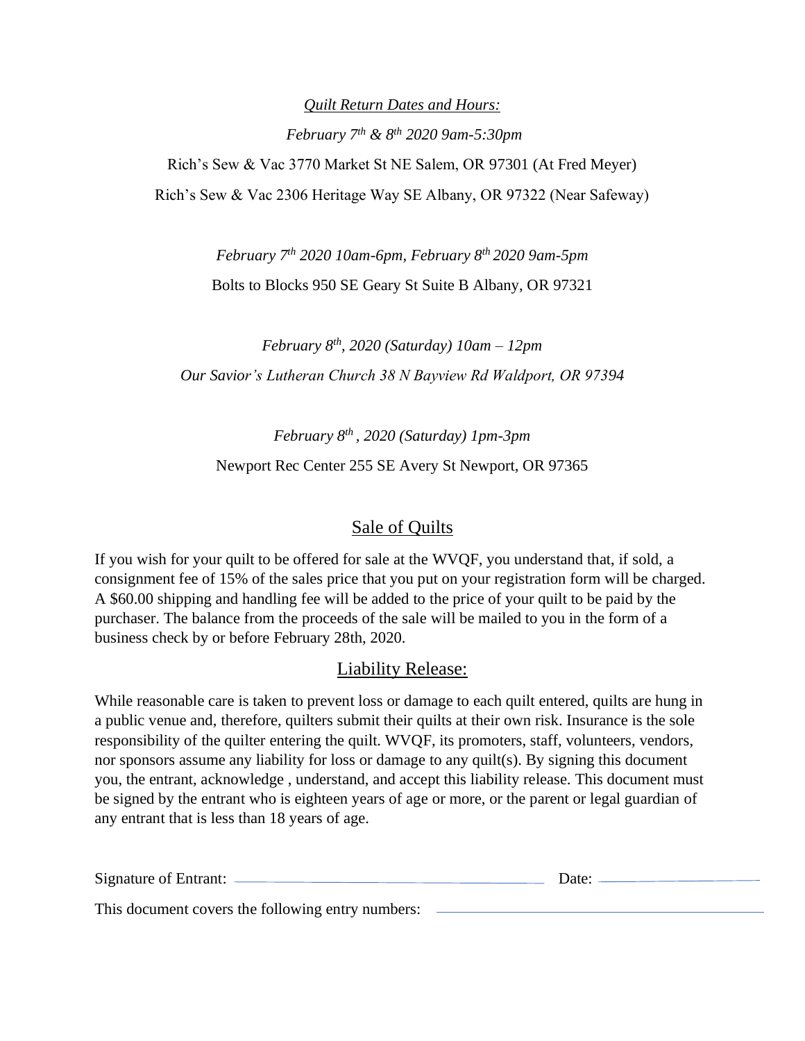*Quilt Return Dates and Hours:*

*February 7th & 8th 2020 9am-5:30pm*

Rich's Sew & Vac 3770 Market St NE Salem, OR 97301 (At Fred Meyer)

Rich's Sew & Vac 2306 Heritage Way SE Albany, OR 97322 (Near Safeway)

*February 7th 2020 10am-6pm, February 8th 2020 9am-5pm*

Bolts to Blocks 950 SE Geary St Suite B Albany, OR 97321

*February 8th, 2020 (Saturday) 10am – 12pm*

*Our Savior's Lutheran Church 38 N Bayview Rd Waldport, OR 97394*

*February 8th , 2020 (Saturday) 1pm-3pm*

Newport Rec Center 255 SE Avery St Newport, OR 97365

## Sale of Quilts

If you wish for your quilt to be offered for sale at the WVQF, you understand that, if sold, a consignment fee of 15% of the sales price that you put on your registration form will be charged. A $60.00 shipping and handling fee will be added to the price of your quilt to be paid by the purchaser. The balance from the proceeds of the sale will be mailed to you in the form of a business check by or before February 28th, 2020.

## Liability Release:

While reasonable care is taken to prevent loss or damage to each quilt entered, quilts are hung in a public venue and, therefore, quilters submit their quilts at their own risk. Insurance is the sole responsibility of the quilter entering the quilt. WVQF, its promoters, staff, volunteers, vendors, nor sponsors assume any liability for loss or damage to any quilt(s). By signing this document you, the entrant, acknowledge , understand, and accept this liability release. This document must be signed by the entrant who is eighteen years of age or more, or the parent or legal guardian of any entrant that is less than 18 years of age.

Signature of Entrant: ______________________________ Date: ______________

This document covers the following entry numbers: ______________________________